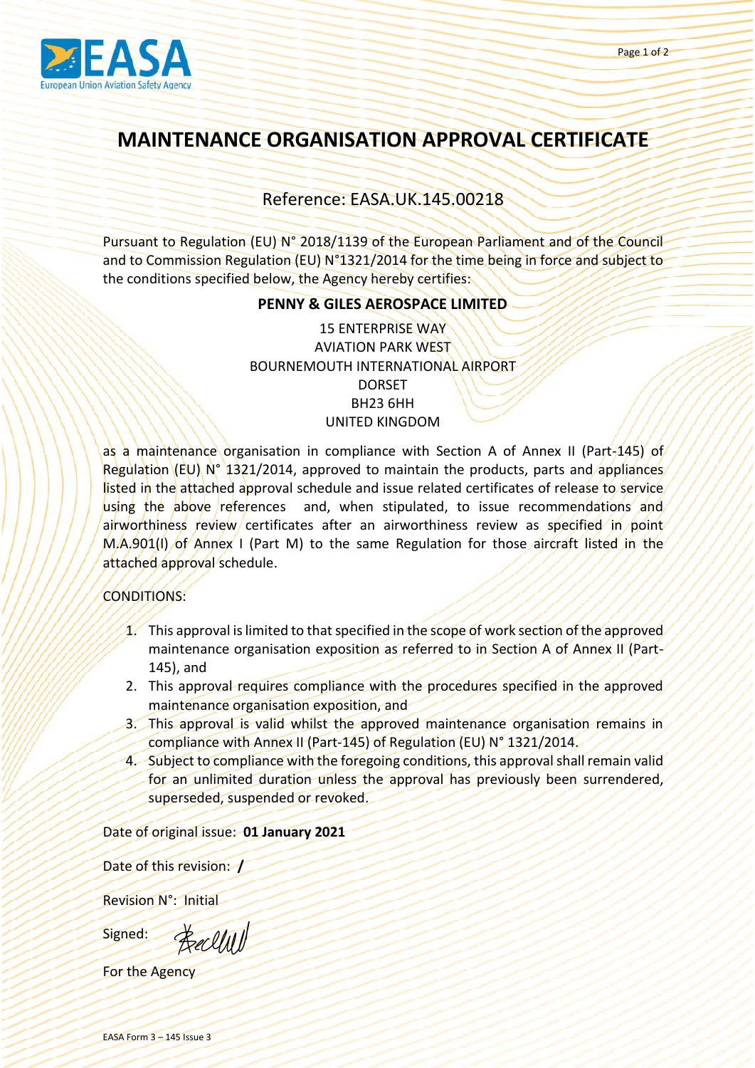# MAINTENANCE ORGANISATION APPROVAL CERTIFICATE

## Reference: EASA.UK.145.00218

Pursuant to Regulation (EU) N° 2018/1139 of the European Parliament and of the Council and to Commission Regulation (EU) N°1321/2014 for the time being in force and subject to the conditions specified below, the Agency hereby certifies:

**PENNY & GILES AEROSPACE LIMITED**

15 ENTERPRISE WAY
AVIATION PARK WEST
BOURNEMOUTH INTERNATIONAL AIRPORT
DORSET
BH23 6HH
UNITED KINGDOM

as a maintenance organisation in compliance with Section A of Annex II (Part-145) of Regulation (EU) N° 1321/2014, approved to maintain the products, parts and appliances listed in the attached approval schedule and issue related certificates of release to service using the above references and, when stipulated, to issue recommendations and airworthiness review certificates after an airworthiness review as specified in point M.A.901(I) of Annex I (Part M) to the same Regulation for those aircraft listed in the attached approval schedule.

CONDITIONS:

1. This approval is limited to that specified in the scope of work section of the approved maintenance organisation exposition as referred to in Section A of Annex II (Part-145), and
2. This approval requires compliance with the procedures specified in the approved maintenance organisation exposition, and
3. This approval is valid whilst the approved maintenance organisation remains in compliance with Annex II (Part-145) of Regulation (EU) N° 1321/2014.
4. Subject to compliance with the foregoing conditions, this approval shall remain valid for an unlimited duration unless the approval has previously been surrendered, superseded, suspended or revoked.

Date of original issue: **01 January 2021**

Date of this revision: **/**

Revision N°: Initial

Signed:

For the Agency

EASA Form 3 – 145 Issue 3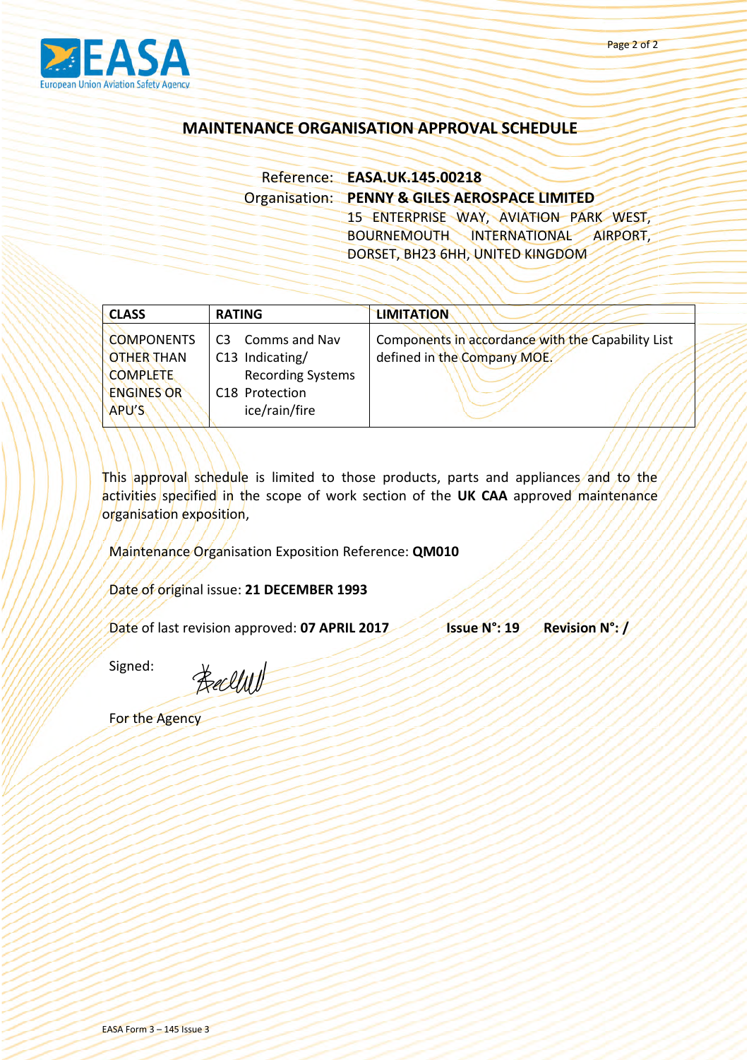## MAINTENANCE ORGANISATION APPROVAL SCHEDULE

Reference: **EASA.UK.145.00218**

Organisation: **PENNY & GILES AEROSPACE LIMITED**
15 ENTERPRISE WAY, AVIATION PARK WEST, BOURNEMOUTH INTERNATIONAL AIRPORT, DORSET, BH23 6HH, UNITED KINGDOM

| CLASS | RATING | LIMITATION |
| --- | --- | --- |
| COMPONENTS OTHER THAN COMPLETE ENGINES OR APU'S | C3 Comms and Nav<br>C13 Indicating/ Recording Systems<br>C18 Protection ice/rain/fire | Components in accordance with the Capability List defined in the Company MOE. |

This approval schedule is limited to those products, parts and appliances and to the activities specified in the scope of work section of the **UK CAA** approved maintenance organisation exposition,

Maintenance Organisation Exposition Reference: **QM010**

Date of original issue: **21 DECEMBER 1993**

Date of last revision approved: **07 APRIL 2017** **Issue N°: 19** **Revision N°: /**

Signed:

For the Agency

EASA Form 3 – 145 Issue 3